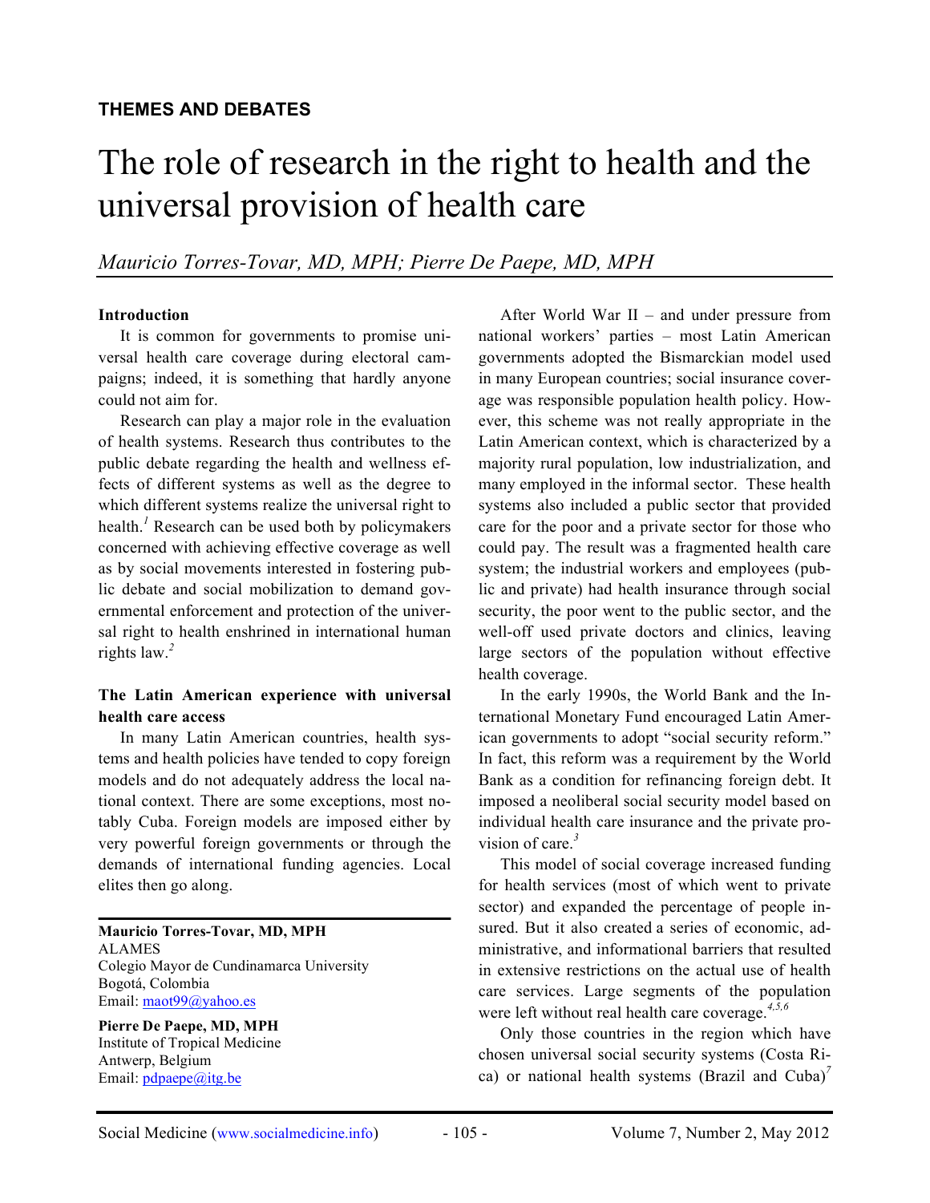**THEMES AND DEBATES**

# The role of research in the right to health and the universal provision of health care

*Mauricio Torres-Tovar, MD, MPH; Pierre De Paepe, MD, MPH*

### Introduction

It is common for governments to promise universal health care coverage during electoral campaigns; indeed, it is something that hardly anyone could not aim for.

Research can play a major role in the evaluation of health systems. Research thus contributes to the public debate regarding the health and wellness effects of different systems as well as the degree to which different systems realize the universal right to health.[1] Research can be used both by policymakers concerned with achieving effective coverage as well as by social movements interested in fostering public debate and social mobilization to demand governmental enforcement and protection of the universal right to health enshrined in international human rights law.[2]

### The Latin American experience with universal health care access

In many Latin American countries, health systems and health policies have tended to copy foreign models and do not adequately address the local national context. There are some exceptions, most notably Cuba. Foreign models are imposed either by very powerful foreign governments or through the demands of international funding agencies. Local elites then go along.

After World War II – and under pressure from national workers' parties – most Latin American governments adopted the Bismarckian model used in many European countries; social insurance coverage was responsible population health policy. However, this scheme was not really appropriate in the Latin American context, which is characterized by a majority rural population, low industrialization, and many employed in the informal sector. These health systems also included a public sector that provided care for the poor and a private sector for those who could pay. The result was a fragmented health care system; the industrial workers and employees (public and private) had health insurance through social security, the poor went to the public sector, and the well-off used private doctors and clinics, leaving large sectors of the population without effective health coverage.

In the early 1990s, the World Bank and the International Monetary Fund encouraged Latin American governments to adopt "social security reform." In fact, this reform was a requirement by the World Bank as a condition for refinancing foreign debt. It imposed a neoliberal social security model based on individual health care insurance and the private provision of care.[3]

This model of social coverage increased funding for health services (most of which went to private sector) and expanded the percentage of people insured. But it also created a series of economic, administrative, and informational barriers that resulted in extensive restrictions on the actual use of health care services. Large segments of the population were left without real health care coverage.[4,5,6]

Only those countries in the region which have chosen universal social security systems (Costa Rica) or national health systems (Brazil and Cuba)[7]

---

**Mauricio Torres-Tovar, MD, MPH**
ALAMES
Colegio Mayor de Cundinamarca University
Bogotá, Colombia
Email: maot99@yahoo.es

**Pierre De Paepe, MD, MPH**
Institute of Tropical Medicine
Antwerp, Belgium
Email: pdpaepe@itg.be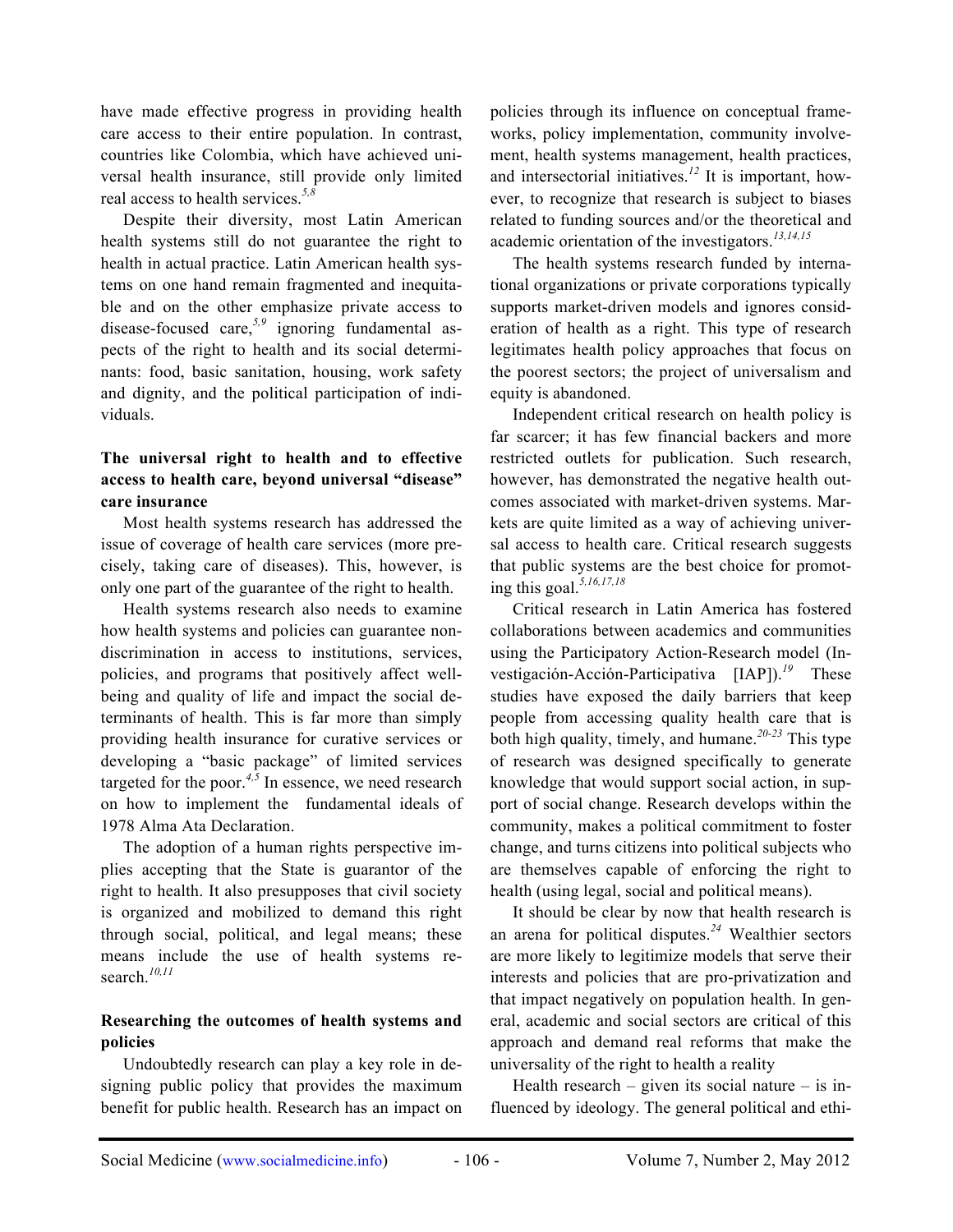have made effective progress in providing health care access to their entire population. In contrast, countries like Colombia, which have achieved universal health insurance, still provide only limited real access to health services.[5,8]

Despite their diversity, most Latin American health systems still do not guarantee the right to health in actual practice. Latin American health systems on one hand remain fragmented and inequitable and on the other emphasize private access to disease-focused care,[5,9] ignoring fundamental aspects of the right to health and its social determinants: food, basic sanitation, housing, work safety and dignity, and the political participation of individuals.

**The universal right to health and to effective access to health care, beyond universal "disease" care insurance**

Most health systems research has addressed the issue of coverage of health care services (more precisely, taking care of diseases). This, however, is only one part of the guarantee of the right to health.

Health systems research also needs to examine how health systems and policies can guarantee non-discrimination in access to institutions, services, policies, and programs that positively affect well-being and quality of life and impact the social determinants of health. This is far more than simply providing health insurance for curative services or developing a "basic package" of limited services targeted for the poor.[4,5] In essence, we need research on how to implement the fundamental ideals of 1978 Alma Ata Declaration.

The adoption of a human rights perspective implies accepting that the State is guarantor of the right to health. It also presupposes that civil society is organized and mobilized to demand this right through social, political, and legal means; these means include the use of health systems research.[10,11]

**Researching the outcomes of health systems and policies**

Undoubtedly research can play a key role in designing public policy that provides the maximum benefit for public health. Research has an impact on policies through its influence on conceptual frameworks, policy implementation, community involvement, health systems management, health practices, and intersectorial initiatives.[12] It is important, however, to recognize that research is subject to biases related to funding sources and/or the theoretical and academic orientation of the investigators.[13,14,15]

The health systems research funded by international organizations or private corporations typically supports market-driven models and ignores consideration of health as a right. This type of research legitimates health policy approaches that focus on the poorest sectors; the project of universalism and equity is abandoned.

Independent critical research on health policy is far scarcer; it has few financial backers and more restricted outlets for publication. Such research, however, has demonstrated the negative health outcomes associated with market-driven systems. Markets are quite limited as a way of achieving universal access to health care. Critical research suggests that public systems are the best choice for promoting this goal.[5,16,17,18]

Critical research in Latin America has fostered collaborations between academics and communities using the Participatory Action-Research model (Investigación-Acción-Participativa [IAP]).[19] These studies have exposed the daily barriers that keep people from accessing quality health care that is both high quality, timely, and humane.[20-23] This type of research was designed specifically to generate knowledge that would support social action, in support of social change. Research develops within the community, makes a political commitment to foster change, and turns citizens into political subjects who are themselves capable of enforcing the right to health (using legal, social and political means).

It should be clear by now that health research is an arena for political disputes.[24] Wealthier sectors are more likely to legitimize models that serve their interests and policies that are pro-privatization and that impact negatively on population health. In general, academic and social sectors are critical of this approach and demand real reforms that make the universality of the right to health a reality

Health research – given its social nature – is influenced by ideology. The general political and ethi-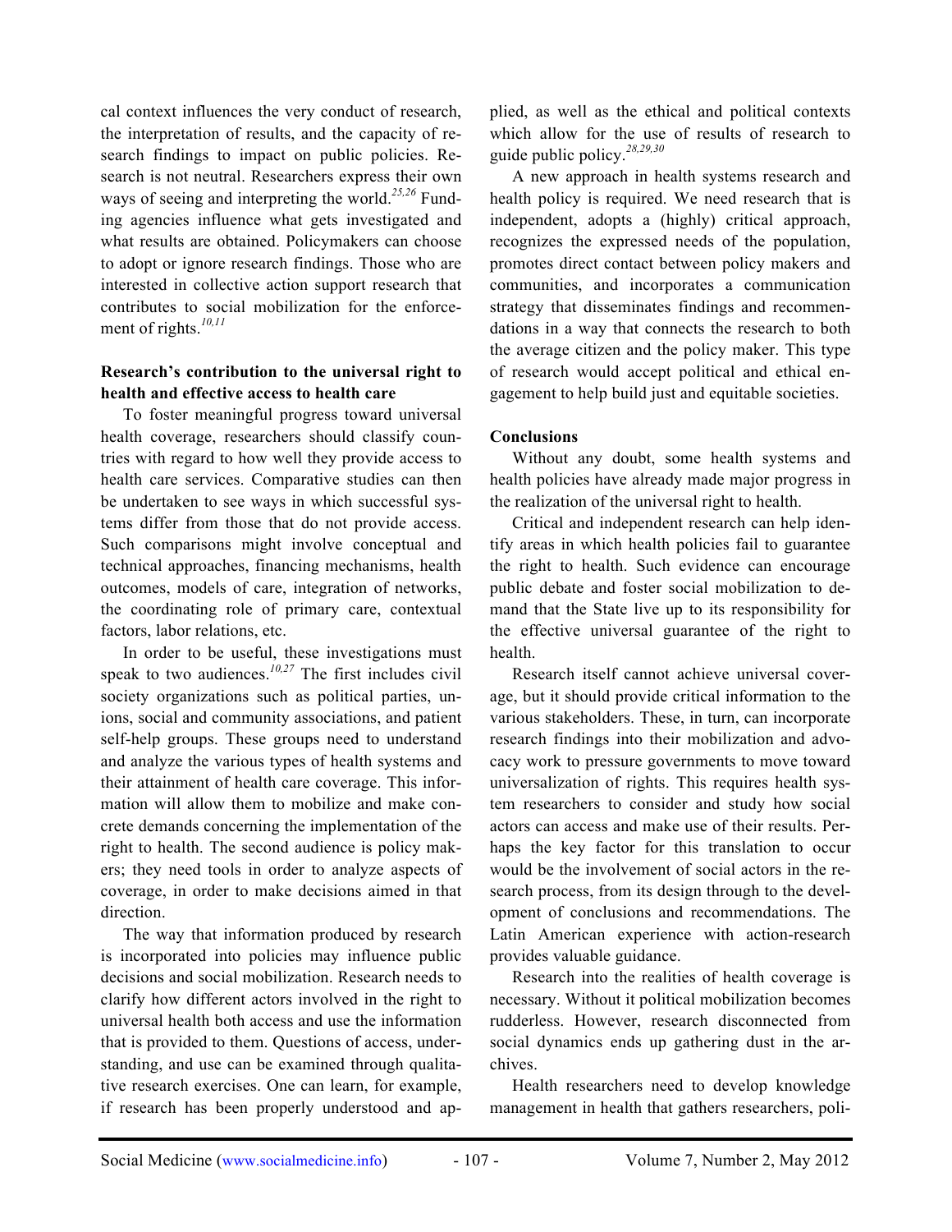cal context influences the very conduct of research, the interpretation of results, and the capacity of research findings to impact on public policies. Research is not neutral. Researchers express their own ways of seeing and interpreting the world.[25,26] Funding agencies influence what gets investigated and what results are obtained. Policymakers can choose to adopt or ignore research findings. Those who are interested in collective action support research that contributes to social mobilization for the enforcement of rights.[10,11]

**Research's contribution to the universal right to health and effective access to health care**

To foster meaningful progress toward universal health coverage, researchers should classify countries with regard to how well they provide access to health care services. Comparative studies can then be undertaken to see ways in which successful systems differ from those that do not provide access. Such comparisons might involve conceptual and technical approaches, financing mechanisms, health outcomes, models of care, integration of networks, the coordinating role of primary care, contextual factors, labor relations, etc.

In order to be useful, these investigations must speak to two audiences.[10,27] The first includes civil society organizations such as political parties, unions, social and community associations, and patient self-help groups. These groups need to understand and analyze the various types of health systems and their attainment of health care coverage. This information will allow them to mobilize and make concrete demands concerning the implementation of the right to health. The second audience is policy makers; they need tools in order to analyze aspects of coverage, in order to make decisions aimed in that direction.

The way that information produced by research is incorporated into policies may influence public decisions and social mobilization. Research needs to clarify how different actors involved in the right to universal health both access and use the information that is provided to them. Questions of access, understanding, and use can be examined through qualitative research exercises. One can learn, for example, if research has been properly understood and applied, as well as the ethical and political contexts which allow for the use of results of research to guide public policy.[28,29,30]

A new approach in health systems research and health policy is required. We need research that is independent, adopts a (highly) critical approach, recognizes the expressed needs of the population, promotes direct contact between policy makers and communities, and incorporates a communication strategy that disseminates findings and recommendations in a way that connects the research to both the average citizen and the policy maker. This type of research would accept political and ethical engagement to help build just and equitable societies.

**Conclusions**

Without any doubt, some health systems and health policies have already made major progress in the realization of the universal right to health.

Critical and independent research can help identify areas in which health policies fail to guarantee the right to health. Such evidence can encourage public debate and foster social mobilization to demand that the State live up to its responsibility for the effective universal guarantee of the right to health.

Research itself cannot achieve universal coverage, but it should provide critical information to the various stakeholders. These, in turn, can incorporate research findings into their mobilization and advocacy work to pressure governments to move toward universalization of rights. This requires health system researchers to consider and study how social actors can access and make use of their results. Perhaps the key factor for this translation to occur would be the involvement of social actors in the research process, from its design through to the development of conclusions and recommendations. The Latin American experience with action-research provides valuable guidance.

Research into the realities of health coverage is necessary. Without it political mobilization becomes rudderless. However, research disconnected from social dynamics ends up gathering dust in the archives.

Health researchers need to develop knowledge management in health that gathers researchers, poli-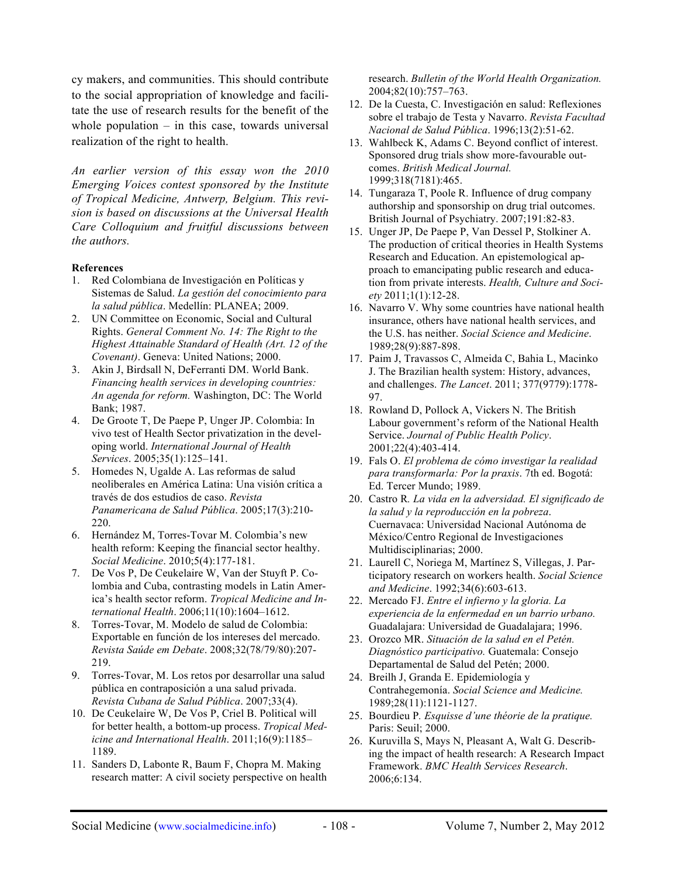cy makers, and communities. This should contribute to the social appropriation of knowledge and facilitate the use of research results for the benefit of the whole population – in this case, towards universal realization of the right to health.

*An earlier version of this essay won the 2010 Emerging Voices contest sponsored by the Institute of Tropical Medicine, Antwerp, Belgium. This revision is based on discussions at the Universal Health Care Colloquium and fruitful discussions between the authors.*

**References**

1. Red Colombiana de Investigación en Políticas y Sistemas de Salud. *La gestión del conocimiento para la salud pública*. Medellín: PLANEA; 2009.
2. UN Committee on Economic, Social and Cultural Rights. *General Comment No. 14: The Right to the Highest Attainable Standard of Health (Art. 12 of the Covenant)*. Geneva: United Nations; 2000.
3. Akin J, Birdsall N, DeFerranti DM. World Bank. *Financing health services in developing countries: An agenda for reform.* Washington, DC: The World Bank; 1987.
4. De Groote T, De Paepe P, Unger JP. Colombia: In vivo test of Health Sector privatization in the developing world. *International Journal of Health Services*. 2005;35(1):125–141.
5. Homedes N, Ugalde A. Las reformas de salud neoliberales en América Latina: Una visión crítica a través de dos estudios de caso. *Revista Panamericana de Salud Pública*. 2005;17(3):210-220.
6. Hernández M, Torres-Tovar M. Colombia's new health reform: Keeping the financial sector healthy. *Social Medicine*. 2010;5(4):177-181.
7. De Vos P, De Ceukelaire W, Van der Stuyft P. Colombia and Cuba, contrasting models in Latin America's health sector reform. *Tropical Medicine and International Health*. 2006;11(10):1604–1612.
8. Torres-Tovar, M. Modelo de salud de Colombia: Exportable en función de los intereses del mercado. *Revista Saúde em Debate*. 2008;32(78/79/80):207-219.
9. Torres-Tovar, M. Los retos por desarrollar una salud pública en contraposición a una salud privada. *Revista Cubana de Salud Pública*. 2007;33(4).
10. De Ceukelaire W, De Vos P, Criel B. Political will for better health, a bottom-up process. *Tropical Medicine and International Health*. 2011;16(9):1185–1189.
11. Sanders D, Labonte R, Baum F, Chopra M. Making research matter: A civil society perspective on health research. *Bulletin of the World Health Organization.* 2004;82(10):757–763.
12. De la Cuesta, C. Investigación en salud: Reflexiones sobre el trabajo de Testa y Navarro. *Revista Facultad Nacional de Salud Pública*. 1996;13(2):51-62.
13. Wahlbeck K, Adams C. Beyond conflict of interest. Sponsored drug trials show more-favourable outcomes. *British Medical Journal.* 1999;318(7181):465.
14. Tungaraza T, Poole R. Influence of drug company authorship and sponsorship on drug trial outcomes. British Journal of Psychiatry. 2007;191:82-83.
15. Unger JP, De Paepe P, Van Dessel P, Stolkiner A. The production of critical theories in Health Systems Research and Education. An epistemological approach to emancipating public research and education from private interests. *Health, Culture and Society* 2011;1(1):12-28.
16. Navarro V. Why some countries have national health insurance, others have national health services, and the U.S. has neither. *Social Science and Medicine*. 1989;28(9):887-898.
17. Paim J, Travassos C, Almeida C, Bahia L, Macinko J. The Brazilian health system: History, advances, and challenges. *The Lancet*. 2011; 377(9779):1778-97.
18. Rowland D, Pollock A, Vickers N. The British Labour government's reform of the National Health Service. *Journal of Public Health Policy*. 2001;22(4):403-414.
19. Fals O. *El problema de cómo investigar la realidad para transformarla: Por la praxis*. 7th ed. Bogotá: Ed. Tercer Mundo; 1989.
20. Castro R*. La vida en la adversidad. El significado de la salud y la reproducción en la pobreza*. Cuernavaca: Universidad Nacional Autónoma de México/Centro Regional de Investigaciones Multidisciplinarias; 2000.
21. Laurell C, Noriega M, Martínez S, Villegas, J. Participatory research on workers health. *Social Science and Medicine*. 1992;34(6):603-613.
22. Mercado FJ. *Entre el infierno y la gloria. La experiencia de la enfermedad en un barrio urbano.* Guadalajara: Universidad de Guadalajara; 1996.
23. Orozco MR. *Situación de la salud en el Petén. Diagnóstico participativo.* Guatemala: Consejo Departamental de Salud del Petén; 2000.
24. Breilh J, Granda E. Epidemiología y Contrahegemonía. *Social Science and Medicine.* 1989;28(11):1121-1127.
25. Bourdieu P*. Esquisse d'une théorie de la pratique.* Paris: Seuil; 2000.
26. Kuruvilla S, Mays N, Pleasant A, Walt G. Describing the impact of health research: A Research Impact Framework. *BMC Health Services Research*. 2006;6:134.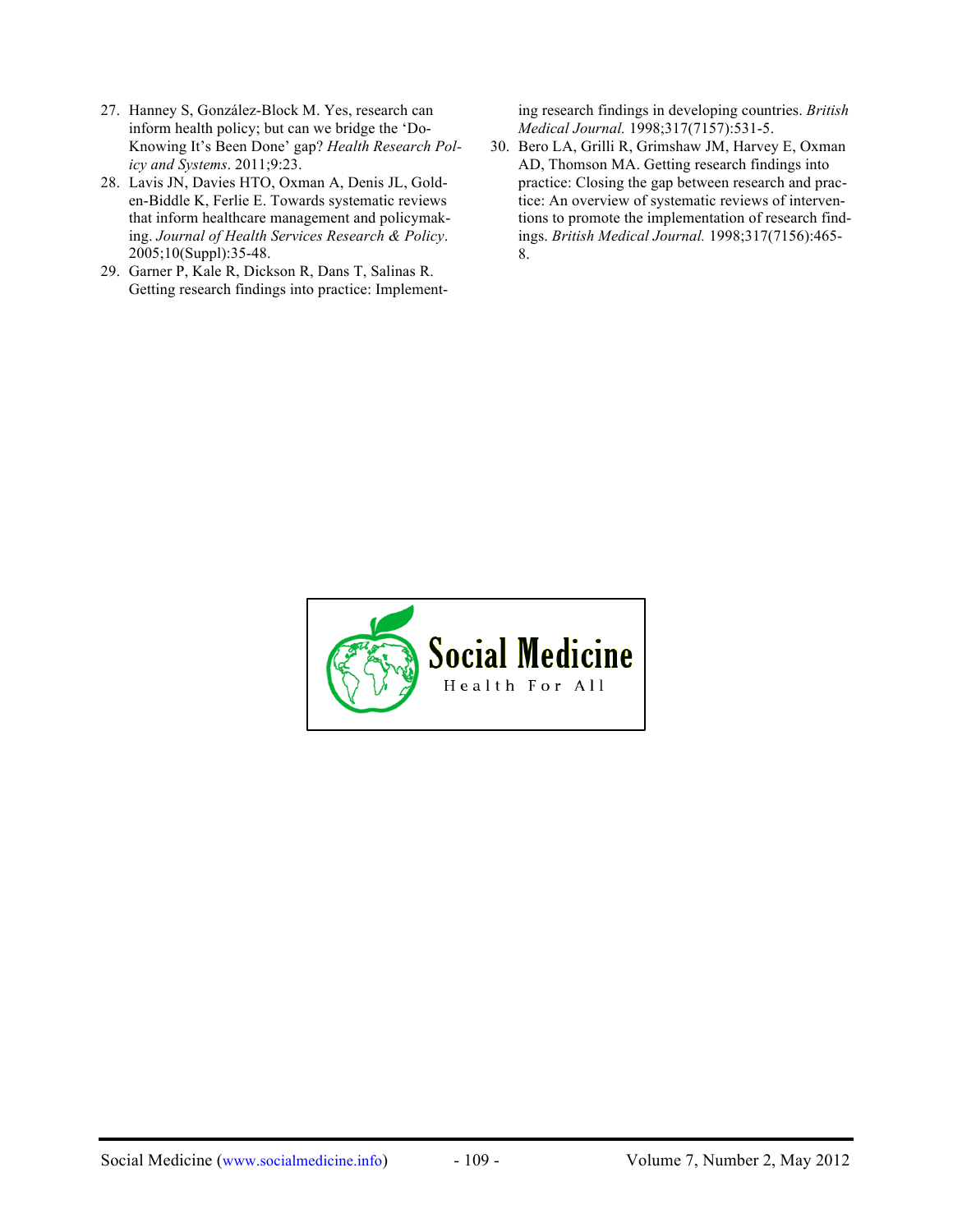27. Hanney S, González-Block M. Yes, research can inform health policy; but can we bridge the 'Do-Knowing It's Been Done' gap? *Health Research Policy and Systems*. 2011;9:23.
28. Lavis JN, Davies HTO, Oxman A, Denis JL, Golden-Biddle K, Ferlie E. Towards systematic reviews that inform healthcare management and policymaking. *Journal of Health Services Research & Policy*. 2005;10(Suppl):35-48.
29. Garner P, Kale R, Dickson R, Dans T, Salinas R. Getting research findings into practice: Implementing research findings in developing countries. *British Medical Journal.* 1998;317(7157):531-5.
30. Bero LA, Grilli R, Grimshaw JM, Harvey E, Oxman AD, Thomson MA. Getting research findings into practice: Closing the gap between research and practice: An overview of systematic reviews of interventions to promote the implementation of research findings. *British Medical Journal.* 1998;317(7156):465-8.

Social Medicine

Health For All